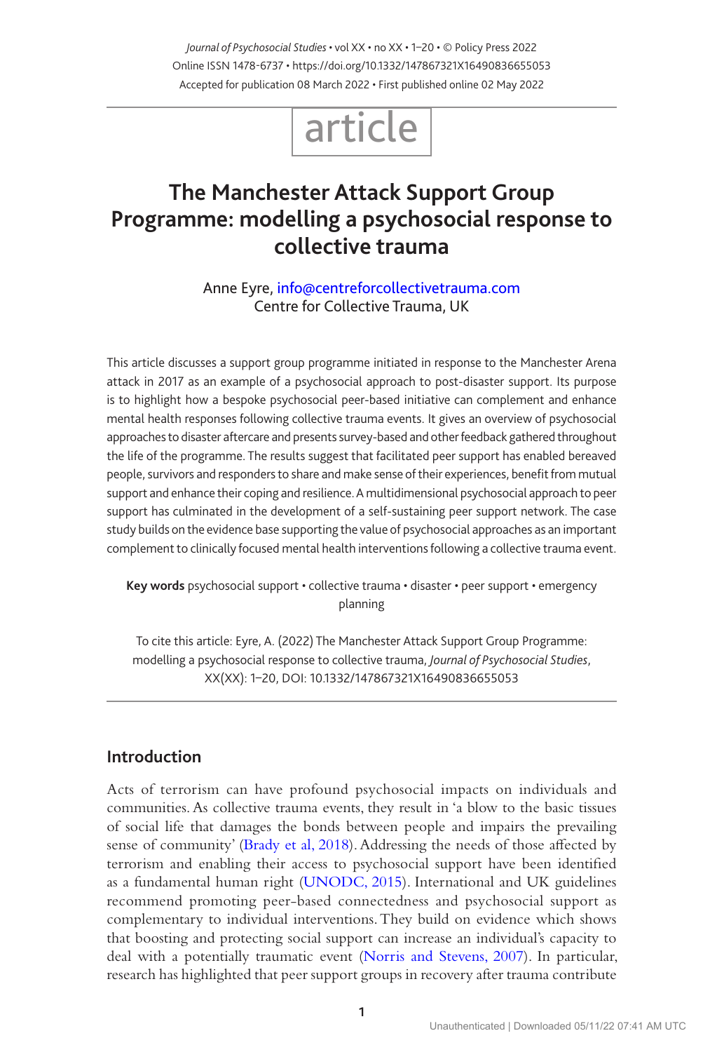article

# The Manchester Attack Support Group Programme: modelling a psychosocial response to collective trauma

Anne Eyre, info@centreforcollectivetrauma.com
Centre for Collective Trauma, UK

This article discusses a support group programme initiated in response to the Manchester Arena attack in 2017 as an example of a psychosocial approach to post-disaster support. Its purpose is to highlight how a bespoke psychosocial peer-based initiative can complement and enhance mental health responses following collective trauma events. It gives an overview of psychosocial approaches to disaster aftercare and presents survey-based and other feedback gathered throughout the life of the programme. The results suggest that facilitated peer support has enabled bereaved people, survivors and responders to share and make sense of their experiences, benefit from mutual support and enhance their coping and resilience. A multidimensional psychosocial approach to peer support has culminated in the development of a self-sustaining peer support network. The case study builds on the evidence base supporting the value of psychosocial approaches as an important complement to clinically focused mental health interventions following a collective trauma event.

**Key words** psychosocial support • collective trauma • disaster • peer support • emergency planning

To cite this article: Eyre, A. (2022) The Manchester Attack Support Group Programme: modelling a psychosocial response to collective trauma, *Journal of Psychosocial Studies*, XX(XX): 1–20, DOI: 10.1332/147867321X16490836655053

## Introduction

Acts of terrorism can have profound psychosocial impacts on individuals and communities. As collective trauma events, they result in 'a blow to the basic tissues of social life that damages the bonds between people and impairs the prevailing sense of community' (Brady et al, 2018). Addressing the needs of those affected by terrorism and enabling their access to psychosocial support have been identified as a fundamental human right (UNODC, 2015). International and UK guidelines recommend promoting peer-based connectedness and psychosocial support as complementary to individual interventions. They build on evidence which shows that boosting and protecting social support can increase an individual's capacity to deal with a potentially traumatic event (Norris and Stevens, 2007). In particular, research has highlighted that peer support groups in recovery after trauma contribute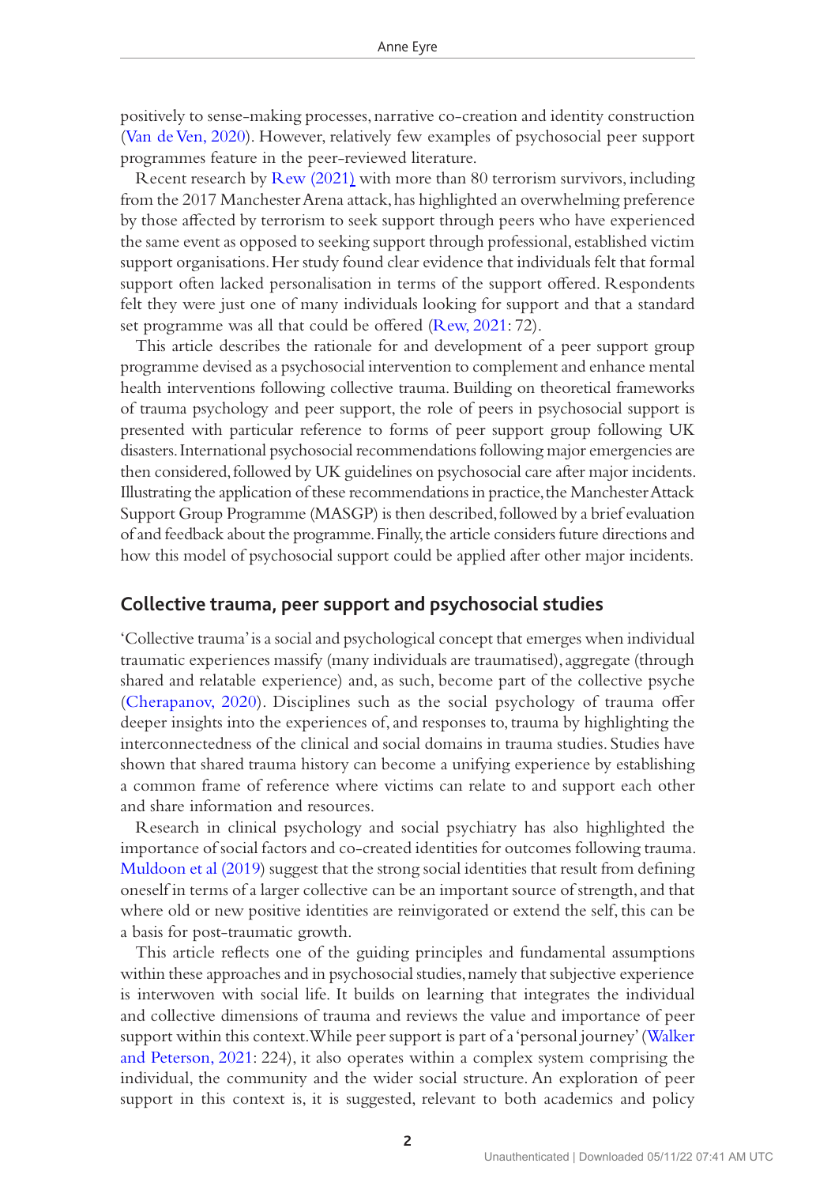positively to sense-making processes, narrative co-creation and identity construction (Van de Ven, 2020). However, relatively few examples of psychosocial peer support programmes feature in the peer-reviewed literature.

Recent research by Rew (2021) with more than 80 terrorism survivors, including from the 2017 Manchester Arena attack, has highlighted an overwhelming preference by those affected by terrorism to seek support through peers who have experienced the same event as opposed to seeking support through professional, established victim support organisations. Her study found clear evidence that individuals felt that formal support often lacked personalisation in terms of the support offered. Respondents felt they were just one of many individuals looking for support and that a standard set programme was all that could be offered (Rew, 2021: 72).

This article describes the rationale for and development of a peer support group programme devised as a psychosocial intervention to complement and enhance mental health interventions following collective trauma. Building on theoretical frameworks of trauma psychology and peer support, the role of peers in psychosocial support is presented with particular reference to forms of peer support group following UK disasters. International psychosocial recommendations following major emergencies are then considered, followed by UK guidelines on psychosocial care after major incidents. Illustrating the application of these recommendations in practice, the Manchester Attack Support Group Programme (MASGP) is then described, followed by a brief evaluation of and feedback about the programme. Finally, the article considers future directions and how this model of psychosocial support could be applied after other major incidents.

## Collective trauma, peer support and psychosocial studies

'Collective trauma' is a social and psychological concept that emerges when individual traumatic experiences massify (many individuals are traumatised), aggregate (through shared and relatable experience) and, as such, become part of the collective psyche (Cherapanov, 2020). Disciplines such as the social psychology of trauma offer deeper insights into the experiences of, and responses to, trauma by highlighting the interconnectedness of the clinical and social domains in trauma studies. Studies have shown that shared trauma history can become a unifying experience by establishing a common frame of reference where victims can relate to and support each other and share information and resources.

Research in clinical psychology and social psychiatry has also highlighted the importance of social factors and co-created identities for outcomes following trauma. Muldoon et al (2019) suggest that the strong social identities that result from defining oneself in terms of a larger collective can be an important source of strength, and that where old or new positive identities are reinvigorated or extend the self, this can be a basis for post-traumatic growth.

This article reflects one of the guiding principles and fundamental assumptions within these approaches and in psychosocial studies, namely that subjective experience is interwoven with social life. It builds on learning that integrates the individual and collective dimensions of trauma and reviews the value and importance of peer support within this context. While peer support is part of a 'personal journey' (Walker and Peterson, 2021: 224), it also operates within a complex system comprising the individual, the community and the wider social structure. An exploration of peer support in this context is, it is suggested, relevant to both academics and policy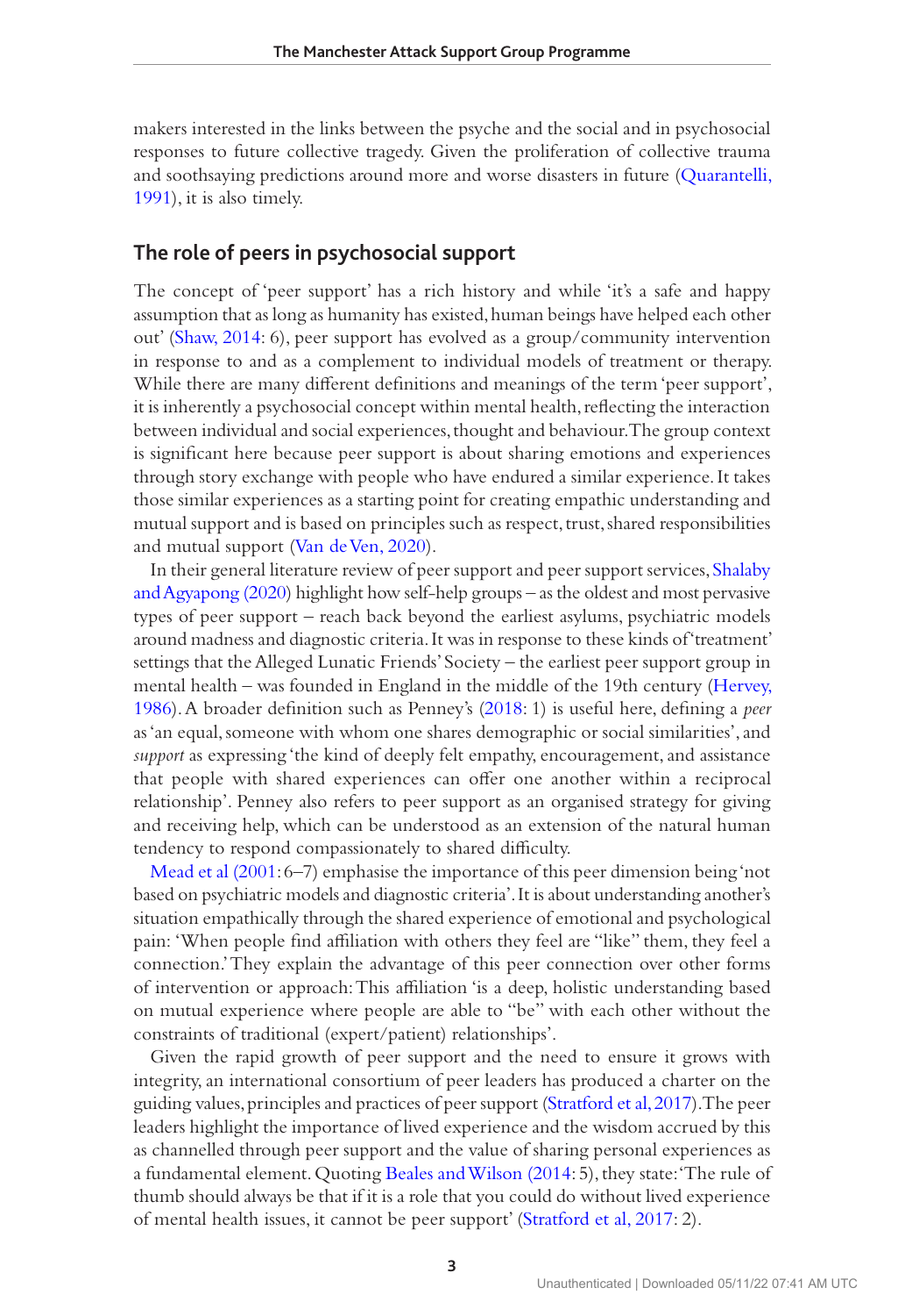makers interested in the links between the psyche and the social and in psychosocial responses to future collective tragedy. Given the proliferation of collective trauma and soothsaying predictions around more and worse disasters in future (Quarantelli, 1991), it is also timely.

## The role of peers in psychosocial support

The concept of 'peer support' has a rich history and while 'it's a safe and happy assumption that as long as humanity has existed, human beings have helped each other out' (Shaw, 2014: 6), peer support has evolved as a group/community intervention in response to and as a complement to individual models of treatment or therapy. While there are many different definitions and meanings of the term 'peer support', it is inherently a psychosocial concept within mental health, reflecting the interaction between individual and social experiences, thought and behaviour. The group context is significant here because peer support is about sharing emotions and experiences through story exchange with people who have endured a similar experience. It takes those similar experiences as a starting point for creating empathic understanding and mutual support and is based on principles such as respect, trust, shared responsibilities and mutual support (Van de Ven, 2020).

In their general literature review of peer support and peer support services, Shalaby and Agyapong (2020) highlight how self-help groups – as the oldest and most pervasive types of peer support – reach back beyond the earliest asylums, psychiatric models around madness and diagnostic criteria. It was in response to these kinds of 'treatment' settings that the Alleged Lunatic Friends' Society – the earliest peer support group in mental health – was founded in England in the middle of the 19th century (Hervey, 1986). A broader definition such as Penney's (2018: 1) is useful here, defining a *peer* as 'an equal, someone with whom one shares demographic or social similarities', and *support* as expressing 'the kind of deeply felt empathy, encouragement, and assistance that people with shared experiences can offer one another within a reciprocal relationship'. Penney also refers to peer support as an organised strategy for giving and receiving help, which can be understood as an extension of the natural human tendency to respond compassionately to shared difficulty.

Mead et al (2001: 6–7) emphasise the importance of this peer dimension being 'not based on psychiatric models and diagnostic criteria'. It is about understanding another's situation empathically through the shared experience of emotional and psychological pain: 'When people find affiliation with others they feel are "like" them, they feel a connection.' They explain the advantage of this peer connection over other forms of intervention or approach: This affiliation 'is a deep, holistic understanding based on mutual experience where people are able to "be" with each other without the constraints of traditional (expert/patient) relationships'.

Given the rapid growth of peer support and the need to ensure it grows with integrity, an international consortium of peer leaders has produced a charter on the guiding values, principles and practices of peer support (Stratford et al, 2017). The peer leaders highlight the importance of lived experience and the wisdom accrued by this as channelled through peer support and the value of sharing personal experiences as a fundamental element. Quoting Beales and Wilson (2014: 5), they state: 'The rule of thumb should always be that if it is a role that you could do without lived experience of mental health issues, it cannot be peer support' (Stratford et al, 2017: 2).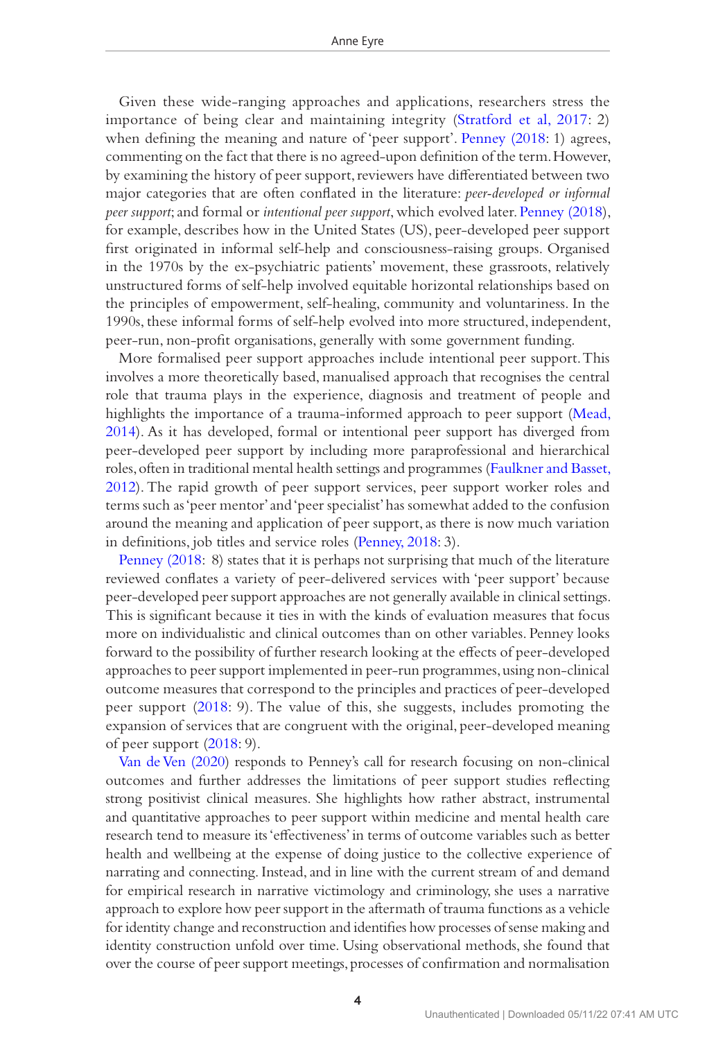Given these wide-ranging approaches and applications, researchers stress the importance of being clear and maintaining integrity (Stratford et al, 2017: 2) when defining the meaning and nature of 'peer support'. Penney (2018: 1) agrees, commenting on the fact that there is no agreed-upon definition of the term. However, by examining the history of peer support, reviewers have differentiated between two major categories that are often conflated in the literature: *peer-developed or informal peer support*; and formal or *intentional peer support*, which evolved later. Penney (2018), for example, describes how in the United States (US), peer-developed peer support first originated in informal self-help and consciousness-raising groups. Organised in the 1970s by the ex-psychiatric patients' movement, these grassroots, relatively unstructured forms of self-help involved equitable horizontal relationships based on the principles of empowerment, self-healing, community and voluntariness. In the 1990s, these informal forms of self-help evolved into more structured, independent, peer-run, non-profit organisations, generally with some government funding.

More formalised peer support approaches include intentional peer support. This involves a more theoretically based, manualised approach that recognises the central role that trauma plays in the experience, diagnosis and treatment of people and highlights the importance of a trauma-informed approach to peer support (Mead, 2014). As it has developed, formal or intentional peer support has diverged from peer-developed peer support by including more paraprofessional and hierarchical roles, often in traditional mental health settings and programmes (Faulkner and Basset, 2012). The rapid growth of peer support services, peer support worker roles and terms such as 'peer mentor' and 'peer specialist' has somewhat added to the confusion around the meaning and application of peer support, as there is now much variation in definitions, job titles and service roles (Penney, 2018: 3).

Penney (2018: 8) states that it is perhaps not surprising that much of the literature reviewed conflates a variety of peer-delivered services with 'peer support' because peer-developed peer support approaches are not generally available in clinical settings. This is significant because it ties in with the kinds of evaluation measures that focus more on individualistic and clinical outcomes than on other variables. Penney looks forward to the possibility of further research looking at the effects of peer-developed approaches to peer support implemented in peer-run programmes, using non-clinical outcome measures that correspond to the principles and practices of peer-developed peer support (2018: 9). The value of this, she suggests, includes promoting the expansion of services that are congruent with the original, peer-developed meaning of peer support (2018: 9).

Van de Ven (2020) responds to Penney's call for research focusing on non-clinical outcomes and further addresses the limitations of peer support studies reflecting strong positivist clinical measures. She highlights how rather abstract, instrumental and quantitative approaches to peer support within medicine and mental health care research tend to measure its 'effectiveness' in terms of outcome variables such as better health and wellbeing at the expense of doing justice to the collective experience of narrating and connecting. Instead, and in line with the current stream of and demand for empirical research in narrative victimology and criminology, she uses a narrative approach to explore how peer support in the aftermath of trauma functions as a vehicle for identity change and reconstruction and identifies how processes of sense making and identity construction unfold over time. Using observational methods, she found that over the course of peer support meetings, processes of confirmation and normalisation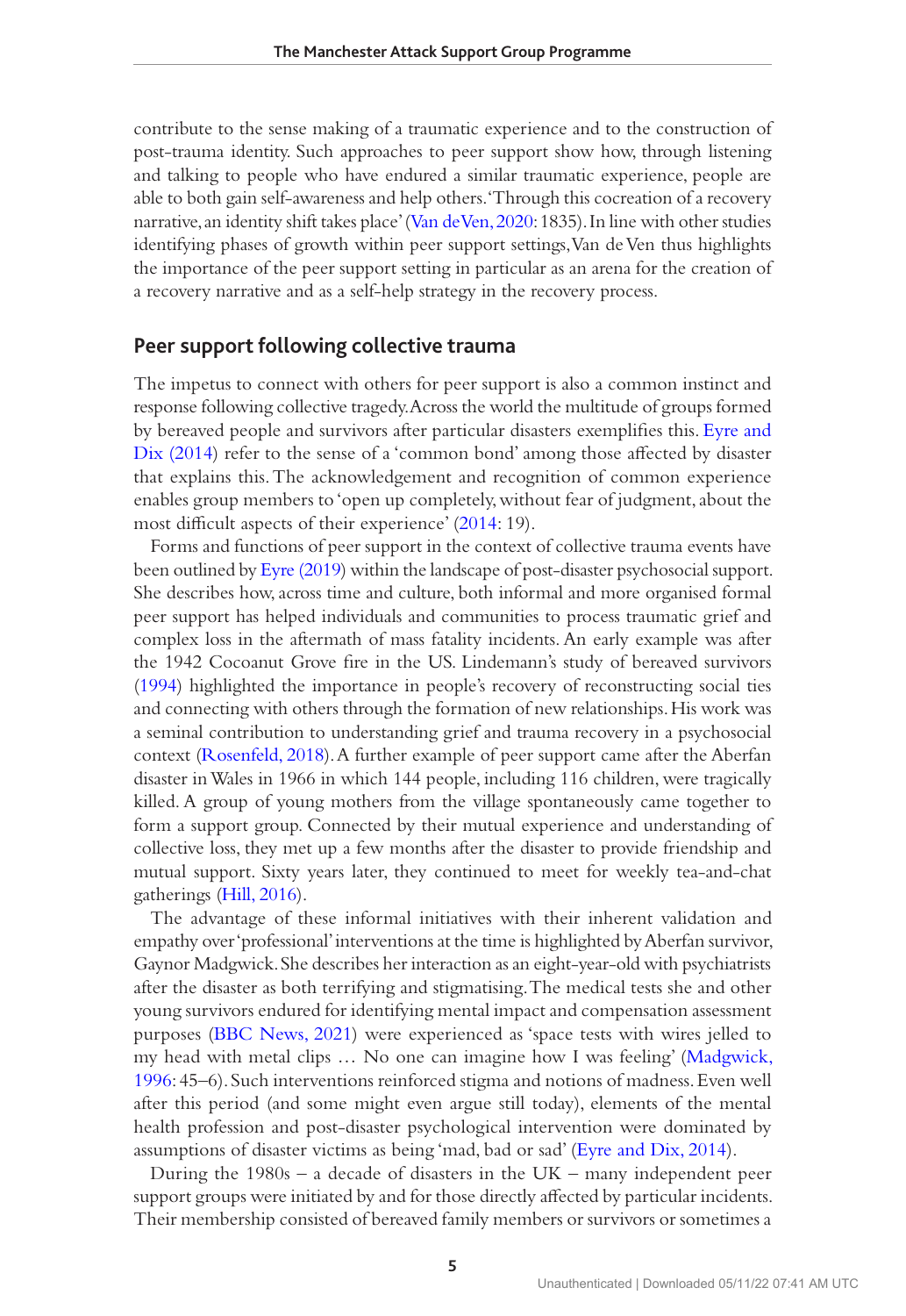contribute to the sense making of a traumatic experience and to the construction of post-trauma identity. Such approaches to peer support show how, through listening and talking to people who have endured a similar traumatic experience, people are able to both gain self-awareness and help others. 'Through this cocreation of a recovery narrative, an identity shift takes place' (Van de Ven, 2020: 1835). In line with other studies identifying phases of growth within peer support settings, Van de Ven thus highlights the importance of the peer support setting in particular as an arena for the creation of a recovery narrative and as a self-help strategy in the recovery process.

## Peer support following collective trauma

The impetus to connect with others for peer support is also a common instinct and response following collective tragedy. Across the world the multitude of groups formed by bereaved people and survivors after particular disasters exemplifies this. Eyre and Dix (2014) refer to the sense of a 'common bond' among those affected by disaster that explains this. The acknowledgement and recognition of common experience enables group members to 'open up completely, without fear of judgment, about the most difficult aspects of their experience' (2014: 19).

Forms and functions of peer support in the context of collective trauma events have been outlined by Eyre (2019) within the landscape of post-disaster psychosocial support. She describes how, across time and culture, both informal and more organised formal peer support has helped individuals and communities to process traumatic grief and complex loss in the aftermath of mass fatality incidents. An early example was after the 1942 Cocoanut Grove fire in the US. Lindemann's study of bereaved survivors (1994) highlighted the importance in people's recovery of reconstructing social ties and connecting with others through the formation of new relationships. His work was a seminal contribution to understanding grief and trauma recovery in a psychosocial context (Rosenfeld, 2018). A further example of peer support came after the Aberfan disaster in Wales in 1966 in which 144 people, including 116 children, were tragically killed. A group of young mothers from the village spontaneously came together to form a support group. Connected by their mutual experience and understanding of collective loss, they met up a few months after the disaster to provide friendship and mutual support. Sixty years later, they continued to meet for weekly tea-and-chat gatherings (Hill, 2016).

The advantage of these informal initiatives with their inherent validation and empathy over 'professional' interventions at the time is highlighted by Aberfan survivor, Gaynor Madgwick. She describes her interaction as an eight-year-old with psychiatrists after the disaster as both terrifying and stigmatising. The medical tests she and other young survivors endured for identifying mental impact and compensation assessment purposes (BBC News, 2021) were experienced as 'space tests with wires jelled to my head with metal clips … No one can imagine how I was feeling' (Madgwick, 1996: 45–6). Such interventions reinforced stigma and notions of madness. Even well after this period (and some might even argue still today), elements of the mental health profession and post-disaster psychological intervention were dominated by assumptions of disaster victims as being 'mad, bad or sad' (Eyre and Dix, 2014).

During the 1980s – a decade of disasters in the UK – many independent peer support groups were initiated by and for those directly affected by particular incidents. Their membership consisted of bereaved family members or survivors or sometimes a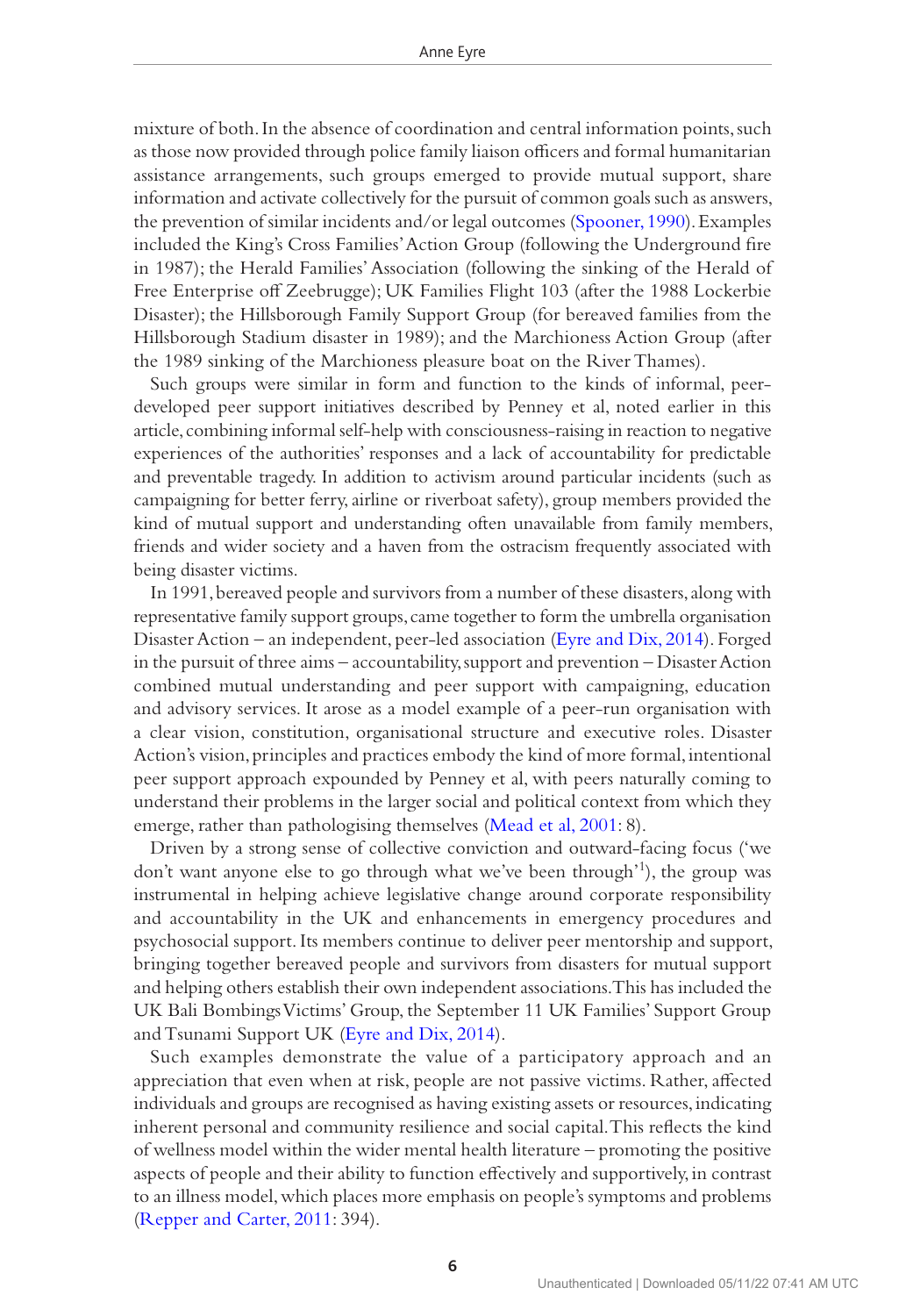mixture of both. In the absence of coordination and central information points, such as those now provided through police family liaison officers and formal humanitarian assistance arrangements, such groups emerged to provide mutual support, share information and activate collectively for the pursuit of common goals such as answers, the prevention of similar incidents and/or legal outcomes (Spooner, 1990). Examples included the King's Cross Families' Action Group (following the Underground fire in 1987); the Herald Families' Association (following the sinking of the Herald of Free Enterprise off Zeebrugge); UK Families Flight 103 (after the 1988 Lockerbie Disaster); the Hillsborough Family Support Group (for bereaved families from the Hillsborough Stadium disaster in 1989); and the Marchioness Action Group (after the 1989 sinking of the Marchioness pleasure boat on the River Thames).

Such groups were similar in form and function to the kinds of informal, peer-developed peer support initiatives described by Penney et al, noted earlier in this article, combining informal self-help with consciousness-raising in reaction to negative experiences of the authorities' responses and a lack of accountability for predictable and preventable tragedy. In addition to activism around particular incidents (such as campaigning for better ferry, airline or riverboat safety), group members provided the kind of mutual support and understanding often unavailable from family members, friends and wider society and a haven from the ostracism frequently associated with being disaster victims.

In 1991, bereaved people and survivors from a number of these disasters, along with representative family support groups, came together to form the umbrella organisation Disaster Action – an independent, peer-led association (Eyre and Dix, 2014). Forged in the pursuit of three aims – accountability, support and prevention – Disaster Action combined mutual understanding and peer support with campaigning, education and advisory services. It arose as a model example of a peer-run organisation with a clear vision, constitution, organisational structure and executive roles. Disaster Action's vision, principles and practices embody the kind of more formal, intentional peer support approach expounded by Penney et al, with peers naturally coming to understand their problems in the larger social and political context from which they emerge, rather than pathologising themselves (Mead et al, 2001: 8).

Driven by a strong sense of collective conviction and outward-facing focus ('we don't want anyone else to go through what we've been through'[1]), the group was instrumental in helping achieve legislative change around corporate responsibility and accountability in the UK and enhancements in emergency procedures and psychosocial support. Its members continue to deliver peer mentorship and support, bringing together bereaved people and survivors from disasters for mutual support and helping others establish their own independent associations. This has included the UK Bali Bombings Victims' Group, the September 11 UK Families' Support Group and Tsunami Support UK (Eyre and Dix, 2014).

Such examples demonstrate the value of a participatory approach and an appreciation that even when at risk, people are not passive victims. Rather, affected individuals and groups are recognised as having existing assets or resources, indicating inherent personal and community resilience and social capital. This reflects the kind of wellness model within the wider mental health literature – promoting the positive aspects of people and their ability to function effectively and supportively, in contrast to an illness model, which places more emphasis on people's symptoms and problems (Repper and Carter, 2011: 394).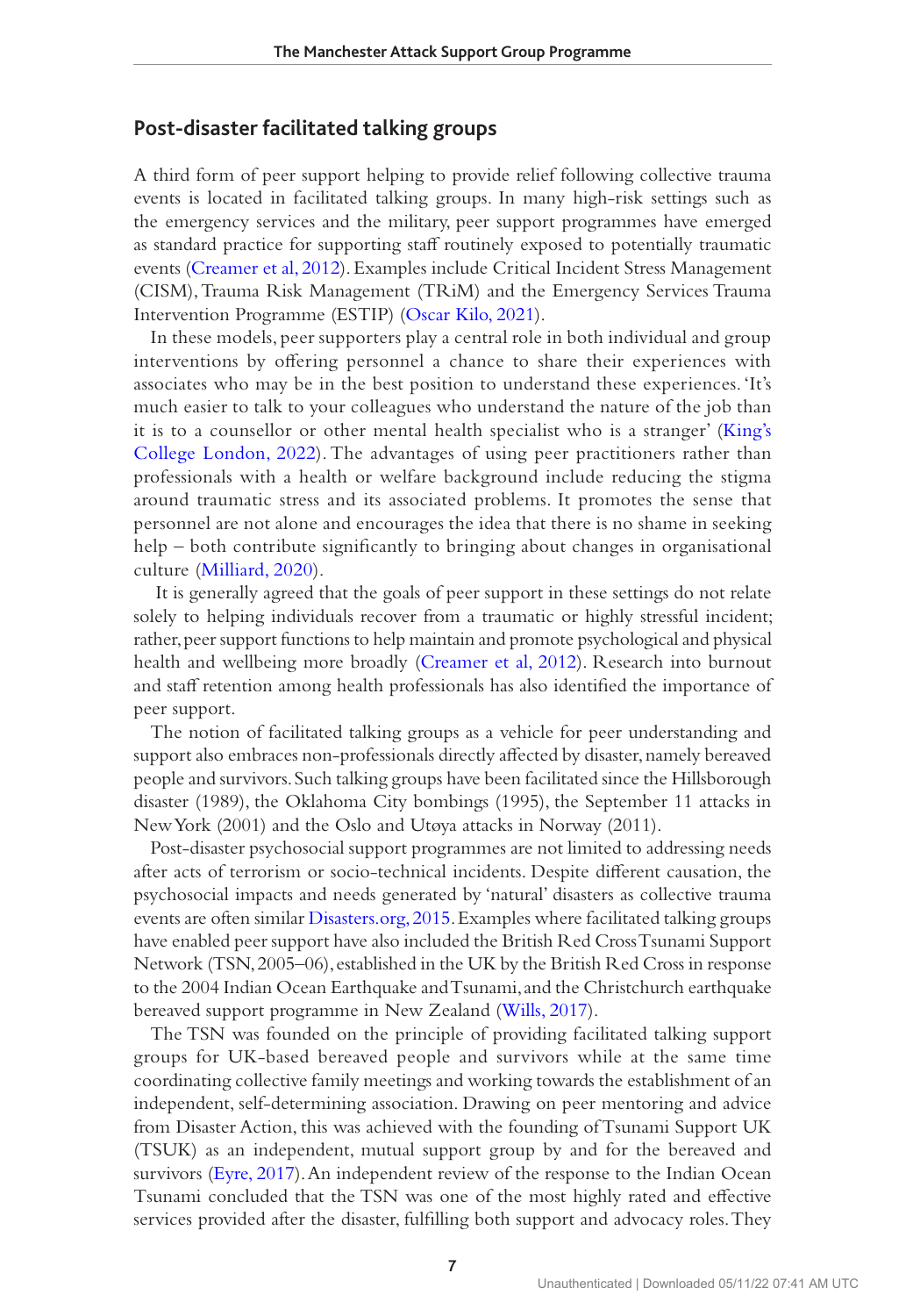## Post-disaster facilitated talking groups

A third form of peer support helping to provide relief following collective trauma events is located in facilitated talking groups. In many high-risk settings such as the emergency services and the military, peer support programmes have emerged as standard practice for supporting staff routinely exposed to potentially traumatic events (Creamer et al, 2012). Examples include Critical Incident Stress Management (CISM), Trauma Risk Management (TRiM) and the Emergency Services Trauma Intervention Programme (ESTIP) (Oscar Kilo, 2021).

In these models, peer supporters play a central role in both individual and group interventions by offering personnel a chance to share their experiences with associates who may be in the best position to understand these experiences. 'It's much easier to talk to your colleagues who understand the nature of the job than it is to a counsellor or other mental health specialist who is a stranger' (King's College London, 2022). The advantages of using peer practitioners rather than professionals with a health or welfare background include reducing the stigma around traumatic stress and its associated problems. It promotes the sense that personnel are not alone and encourages the idea that there is no shame in seeking help – both contribute significantly to bringing about changes in organisational culture (Milliard, 2020).

It is generally agreed that the goals of peer support in these settings do not relate solely to helping individuals recover from a traumatic or highly stressful incident; rather, peer support functions to help maintain and promote psychological and physical health and wellbeing more broadly (Creamer et al, 2012). Research into burnout and staff retention among health professionals has also identified the importance of peer support.

The notion of facilitated talking groups as a vehicle for peer understanding and support also embraces non-professionals directly affected by disaster, namely bereaved people and survivors. Such talking groups have been facilitated since the Hillsborough disaster (1989), the Oklahoma City bombings (1995), the September 11 attacks in New York (2001) and the Oslo and Utøya attacks in Norway (2011).

Post-disaster psychosocial support programmes are not limited to addressing needs after acts of terrorism or socio-technical incidents. Despite different causation, the psychosocial impacts and needs generated by 'natural' disasters as collective trauma events are often similar Disasters.org, 2015. Examples where facilitated talking groups have enabled peer support have also included the British Red Cross Tsunami Support Network (TSN, 2005–06), established in the UK by the British Red Cross in response to the 2004 Indian Ocean Earthquake and Tsunami, and the Christchurch earthquake bereaved support programme in New Zealand (Wills, 2017).

The TSN was founded on the principle of providing facilitated talking support groups for UK-based bereaved people and survivors while at the same time coordinating collective family meetings and working towards the establishment of an independent, self-determining association. Drawing on peer mentoring and advice from Disaster Action, this was achieved with the founding of Tsunami Support UK (TSUK) as an independent, mutual support group by and for the bereaved and survivors (Eyre, 2017). An independent review of the response to the Indian Ocean Tsunami concluded that the TSN was one of the most highly rated and effective services provided after the disaster, fulfilling both support and advocacy roles. They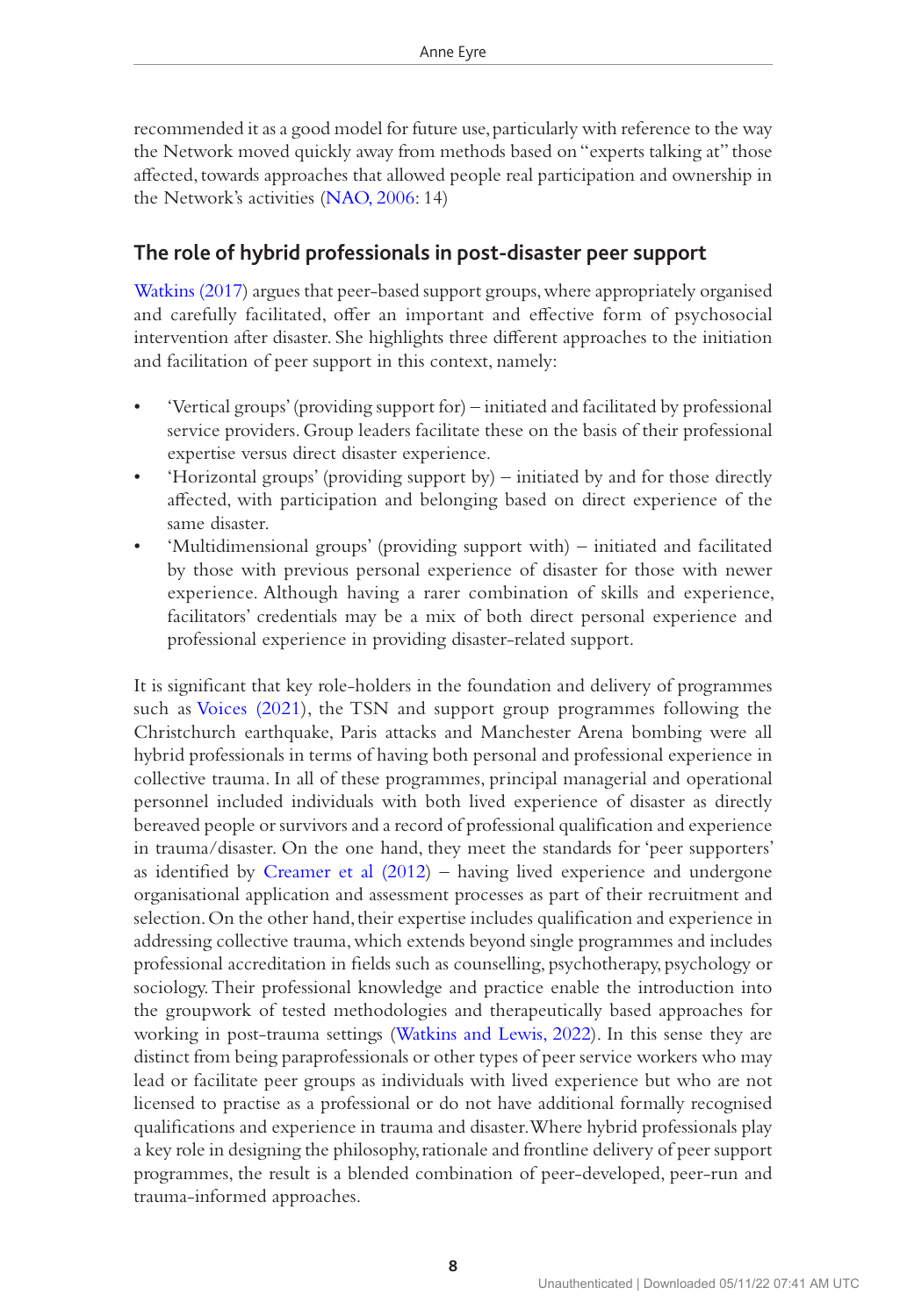recommended it as a good model for future use, particularly with reference to the way the Network moved quickly away from methods based on "experts talking at" those affected, towards approaches that allowed people real participation and ownership in the Network's activities (NAO, 2006: 14)

## The role of hybrid professionals in post-disaster peer support

Watkins (2017) argues that peer-based support groups, where appropriately organised and carefully facilitated, offer an important and effective form of psychosocial intervention after disaster. She highlights three different approaches to the initiation and facilitation of peer support in this context, namely:

- 'Vertical groups' (providing support for) – initiated and facilitated by professional service providers. Group leaders facilitate these on the basis of their professional expertise versus direct disaster experience.
- 'Horizontal groups' (providing support by) – initiated by and for those directly affected, with participation and belonging based on direct experience of the same disaster.
- 'Multidimensional groups' (providing support with) – initiated and facilitated by those with previous personal experience of disaster for those with newer experience. Although having a rarer combination of skills and experience, facilitators' credentials may be a mix of both direct personal experience and professional experience in providing disaster-related support.

It is significant that key role-holders in the foundation and delivery of programmes such as Voices (2021), the TSN and support group programmes following the Christchurch earthquake, Paris attacks and Manchester Arena bombing were all hybrid professionals in terms of having both personal and professional experience in collective trauma. In all of these programmes, principal managerial and operational personnel included individuals with both lived experience of disaster as directly bereaved people or survivors and a record of professional qualification and experience in trauma/disaster. On the one hand, they meet the standards for 'peer supporters' as identified by Creamer et al (2012) – having lived experience and undergone organisational application and assessment processes as part of their recruitment and selection. On the other hand, their expertise includes qualification and experience in addressing collective trauma, which extends beyond single programmes and includes professional accreditation in fields such as counselling, psychotherapy, psychology or sociology. Their professional knowledge and practice enable the introduction into the groupwork of tested methodologies and therapeutically based approaches for working in post-trauma settings (Watkins and Lewis, 2022). In this sense they are distinct from being paraprofessionals or other types of peer service workers who may lead or facilitate peer groups as individuals with lived experience but who are not licensed to practise as a professional or do not have additional formally recognised qualifications and experience in trauma and disaster. Where hybrid professionals play a key role in designing the philosophy, rationale and frontline delivery of peer support programmes, the result is a blended combination of peer-developed, peer-run and trauma-informed approaches.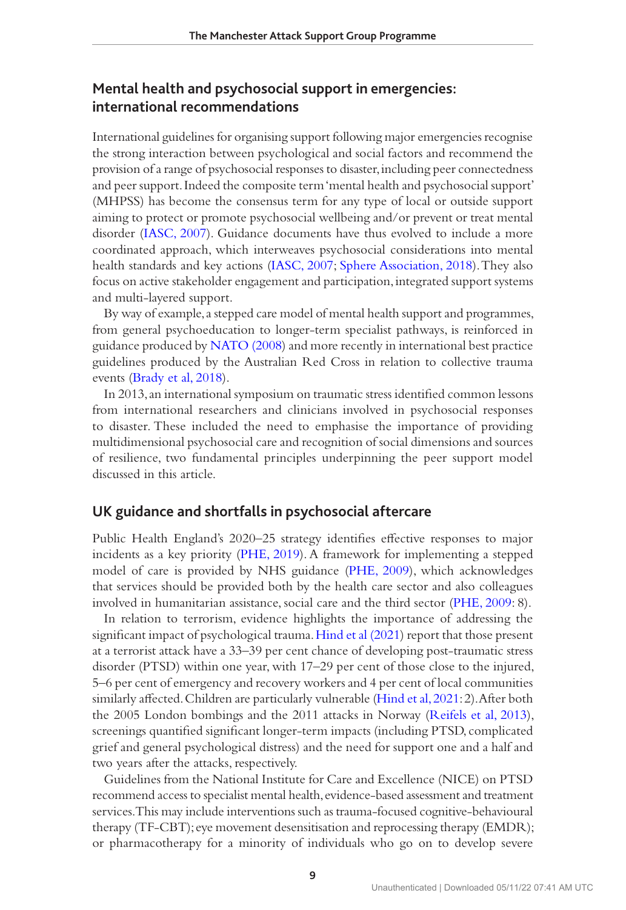## Mental health and psychosocial support in emergencies: international recommendations

International guidelines for organising support following major emergencies recognise the strong interaction between psychological and social factors and recommend the provision of a range of psychosocial responses to disaster, including peer connectedness and peer support. Indeed the composite term 'mental health and psychosocial support' (MHPSS) has become the consensus term for any type of local or outside support aiming to protect or promote psychosocial wellbeing and/or prevent or treat mental disorder (IASC, 2007). Guidance documents have thus evolved to include a more coordinated approach, which interweaves psychosocial considerations into mental health standards and key actions (IASC, 2007; Sphere Association, 2018). They also focus on active stakeholder engagement and participation, integrated support systems and multi-layered support.

By way of example, a stepped care model of mental health support and programmes, from general psychoeducation to longer-term specialist pathways, is reinforced in guidance produced by NATO (2008) and more recently in international best practice guidelines produced by the Australian Red Cross in relation to collective trauma events (Brady et al, 2018).

In 2013, an international symposium on traumatic stress identified common lessons from international researchers and clinicians involved in psychosocial responses to disaster. These included the need to emphasise the importance of providing multidimensional psychosocial care and recognition of social dimensions and sources of resilience, two fundamental principles underpinning the peer support model discussed in this article.

## UK guidance and shortfalls in psychosocial aftercare

Public Health England's 2020–25 strategy identifies effective responses to major incidents as a key priority (PHE, 2019). A framework for implementing a stepped model of care is provided by NHS guidance (PHE, 2009), which acknowledges that services should be provided both by the health care sector and also colleagues involved in humanitarian assistance, social care and the third sector (PHE, 2009: 8).

In relation to terrorism, evidence highlights the importance of addressing the significant impact of psychological trauma. Hind et al (2021) report that those present at a terrorist attack have a 33–39 per cent chance of developing post-traumatic stress disorder (PTSD) within one year, with 17–29 per cent of those close to the injured, 5–6 per cent of emergency and recovery workers and 4 per cent of local communities similarly affected. Children are particularly vulnerable (Hind et al, 2021: 2). After both the 2005 London bombings and the 2011 attacks in Norway (Reifels et al, 2013), screenings quantified significant longer-term impacts (including PTSD, complicated grief and general psychological distress) and the need for support one and a half and two years after the attacks, respectively.

Guidelines from the National Institute for Care and Excellence (NICE) on PTSD recommend access to specialist mental health, evidence-based assessment and treatment services. This may include interventions such as trauma-focused cognitive-behavioural therapy (TF-CBT); eye movement desensitisation and reprocessing therapy (EMDR); or pharmacotherapy for a minority of individuals who go on to develop severe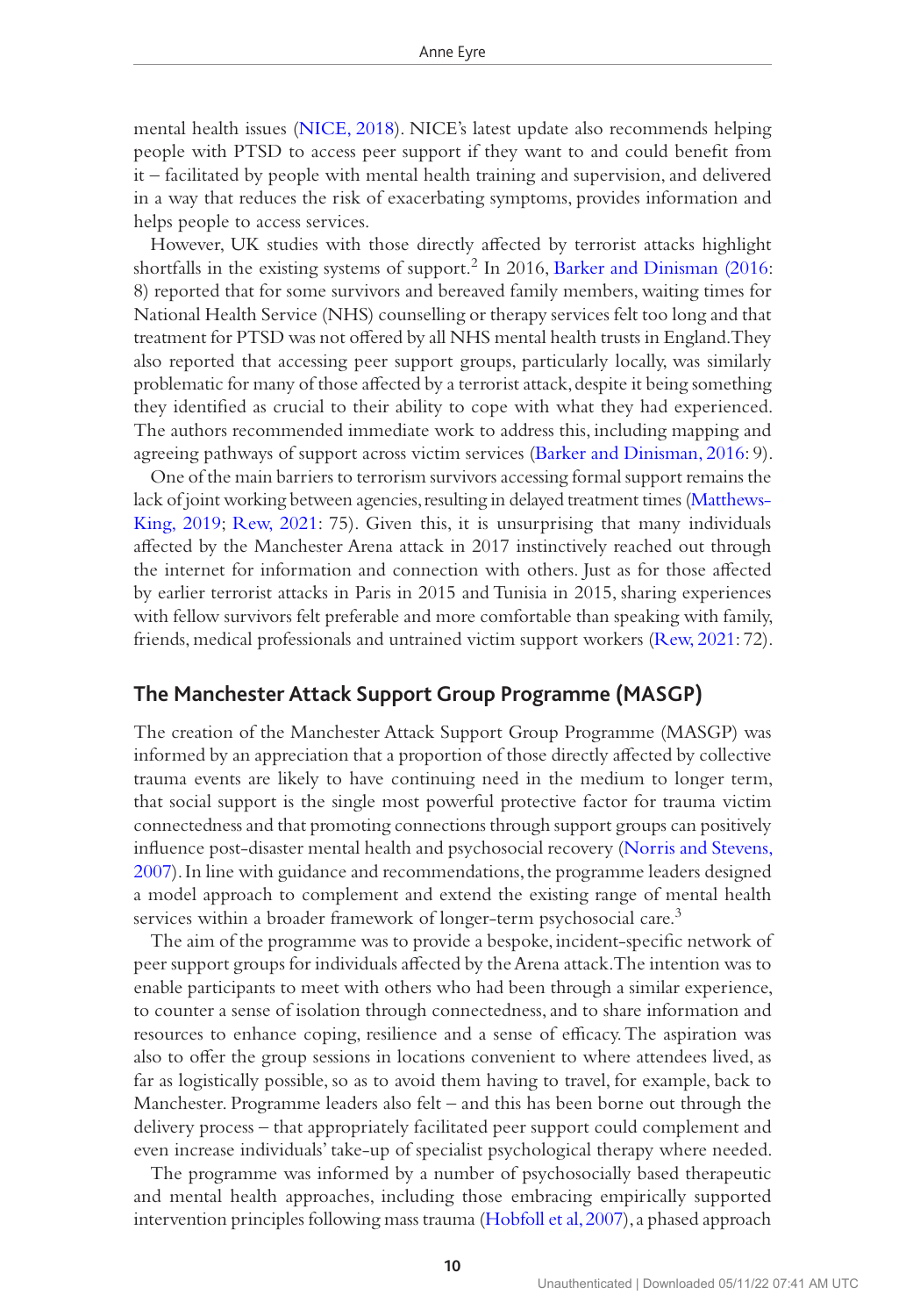mental health issues (NICE, 2018). NICE's latest update also recommends helping people with PTSD to access peer support if they want to and could benefit from it – facilitated by people with mental health training and supervision, and delivered in a way that reduces the risk of exacerbating symptoms, provides information and helps people to access services.

However, UK studies with those directly affected by terrorist attacks highlight shortfalls in the existing systems of support.[2] In 2016, Barker and Dinisman (2016: 8) reported that for some survivors and bereaved family members, waiting times for National Health Service (NHS) counselling or therapy services felt too long and that treatment for PTSD was not offered by all NHS mental health trusts in England. They also reported that accessing peer support groups, particularly locally, was similarly problematic for many of those affected by a terrorist attack, despite it being something they identified as crucial to their ability to cope with what they had experienced. The authors recommended immediate work to address this, including mapping and agreeing pathways of support across victim services (Barker and Dinisman, 2016: 9).

One of the main barriers to terrorism survivors accessing formal support remains the lack of joint working between agencies, resulting in delayed treatment times (Matthews-King, 2019; Rew, 2021: 75). Given this, it is unsurprising that many individuals affected by the Manchester Arena attack in 2017 instinctively reached out through the internet for information and connection with others. Just as for those affected by earlier terrorist attacks in Paris in 2015 and Tunisia in 2015, sharing experiences with fellow survivors felt preferable and more comfortable than speaking with family, friends, medical professionals and untrained victim support workers (Rew, 2021: 72).

## The Manchester Attack Support Group Programme (MASGP)

The creation of the Manchester Attack Support Group Programme (MASGP) was informed by an appreciation that a proportion of those directly affected by collective trauma events are likely to have continuing need in the medium to longer term, that social support is the single most powerful protective factor for trauma victim connectedness and that promoting connections through support groups can positively influence post-disaster mental health and psychosocial recovery (Norris and Stevens, 2007). In line with guidance and recommendations, the programme leaders designed a model approach to complement and extend the existing range of mental health services within a broader framework of longer-term psychosocial care.[3]

The aim of the programme was to provide a bespoke, incident-specific network of peer support groups for individuals affected by the Arena attack. The intention was to enable participants to meet with others who had been through a similar experience, to counter a sense of isolation through connectedness, and to share information and resources to enhance coping, resilience and a sense of efficacy. The aspiration was also to offer the group sessions in locations convenient to where attendees lived, as far as logistically possible, so as to avoid them having to travel, for example, back to Manchester. Programme leaders also felt – and this has been borne out through the delivery process – that appropriately facilitated peer support could complement and even increase individuals' take-up of specialist psychological therapy where needed.

The programme was informed by a number of psychosocially based therapeutic and mental health approaches, including those embracing empirically supported intervention principles following mass trauma (Hobfoll et al, 2007), a phased approach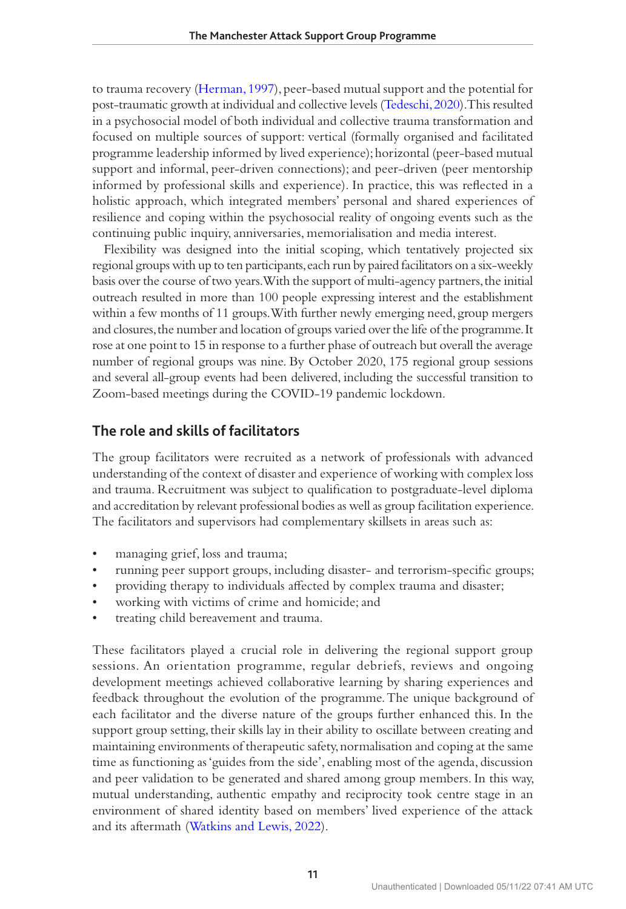to trauma recovery (Herman, 1997), peer-based mutual support and the potential for post-traumatic growth at individual and collective levels (Tedeschi, 2020). This resulted in a psychosocial model of both individual and collective trauma transformation and focused on multiple sources of support: vertical (formally organised and facilitated programme leadership informed by lived experience); horizontal (peer-based mutual support and informal, peer-driven connections); and peer-driven (peer mentorship informed by professional skills and experience). In practice, this was reflected in a holistic approach, which integrated members' personal and shared experiences of resilience and coping within the psychosocial reality of ongoing events such as the continuing public inquiry, anniversaries, memorialisation and media interest.

Flexibility was designed into the initial scoping, which tentatively projected six regional groups with up to ten participants, each run by paired facilitators on a six-weekly basis over the course of two years. With the support of multi-agency partners, the initial outreach resulted in more than 100 people expressing interest and the establishment within a few months of 11 groups. With further newly emerging need, group mergers and closures, the number and location of groups varied over the life of the programme. It rose at one point to 15 in response to a further phase of outreach but overall the average number of regional groups was nine. By October 2020, 175 regional group sessions and several all-group events had been delivered, including the successful transition to Zoom-based meetings during the COVID-19 pandemic lockdown.

## The role and skills of facilitators

The group facilitators were recruited as a network of professionals with advanced understanding of the context of disaster and experience of working with complex loss and trauma. Recruitment was subject to qualification to postgraduate-level diploma and accreditation by relevant professional bodies as well as group facilitation experience. The facilitators and supervisors had complementary skillsets in areas such as:

- managing grief, loss and trauma;
- running peer support groups, including disaster- and terrorism-specific groups;
- providing therapy to individuals affected by complex trauma and disaster;
- working with victims of crime and homicide; and
- treating child bereavement and trauma.

These facilitators played a crucial role in delivering the regional support group sessions. An orientation programme, regular debriefs, reviews and ongoing development meetings achieved collaborative learning by sharing experiences and feedback throughout the evolution of the programme. The unique background of each facilitator and the diverse nature of the groups further enhanced this. In the support group setting, their skills lay in their ability to oscillate between creating and maintaining environments of therapeutic safety, normalisation and coping at the same time as functioning as 'guides from the side', enabling most of the agenda, discussion and peer validation to be generated and shared among group members. In this way, mutual understanding, authentic empathy and reciprocity took centre stage in an environment of shared identity based on members' lived experience of the attack and its aftermath (Watkins and Lewis, 2022).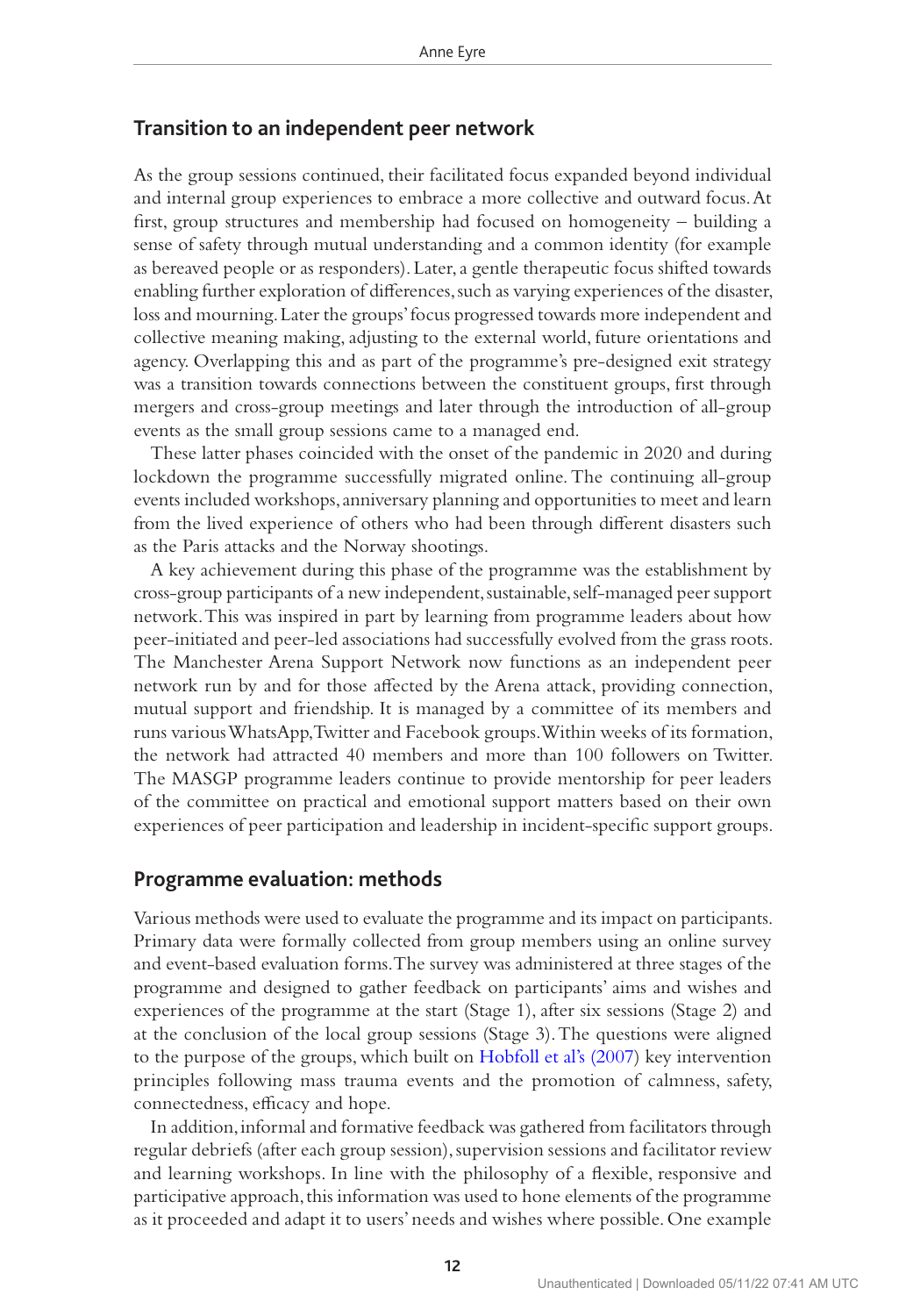## Transition to an independent peer network

As the group sessions continued, their facilitated focus expanded beyond individual and internal group experiences to embrace a more collective and outward focus. At first, group structures and membership had focused on homogeneity – building a sense of safety through mutual understanding and a common identity (for example as bereaved people or as responders). Later, a gentle therapeutic focus shifted towards enabling further exploration of differences, such as varying experiences of the disaster, loss and mourning. Later the groups' focus progressed towards more independent and collective meaning making, adjusting to the external world, future orientations and agency. Overlapping this and as part of the programme's pre-designed exit strategy was a transition towards connections between the constituent groups, first through mergers and cross-group meetings and later through the introduction of all-group events as the small group sessions came to a managed end.

These latter phases coincided with the onset of the pandemic in 2020 and during lockdown the programme successfully migrated online. The continuing all-group events included workshops, anniversary planning and opportunities to meet and learn from the lived experience of others who had been through different disasters such as the Paris attacks and the Norway shootings.

A key achievement during this phase of the programme was the establishment by cross-group participants of a new independent, sustainable, self-managed peer support network. This was inspired in part by learning from programme leaders about how peer-initiated and peer-led associations had successfully evolved from the grass roots. The Manchester Arena Support Network now functions as an independent peer network run by and for those affected by the Arena attack, providing connection, mutual support and friendship. It is managed by a committee of its members and runs various WhatsApp, Twitter and Facebook groups. Within weeks of its formation, the network had attracted 40 members and more than 100 followers on Twitter. The MASGP programme leaders continue to provide mentorship for peer leaders of the committee on practical and emotional support matters based on their own experiences of peer participation and leadership in incident-specific support groups.

## Programme evaluation: methods

Various methods were used to evaluate the programme and its impact on participants. Primary data were formally collected from group members using an online survey and event-based evaluation forms. The survey was administered at three stages of the programme and designed to gather feedback on participants' aims and wishes and experiences of the programme at the start (Stage 1), after six sessions (Stage 2) and at the conclusion of the local group sessions (Stage 3). The questions were aligned to the purpose of the groups, which built on Hobfoll et al's (2007) key intervention principles following mass trauma events and the promotion of calmness, safety, connectedness, efficacy and hope.

In addition, informal and formative feedback was gathered from facilitators through regular debriefs (after each group session), supervision sessions and facilitator review and learning workshops. In line with the philosophy of a flexible, responsive and participative approach, this information was used to hone elements of the programme as it proceeded and adapt it to users' needs and wishes where possible. One example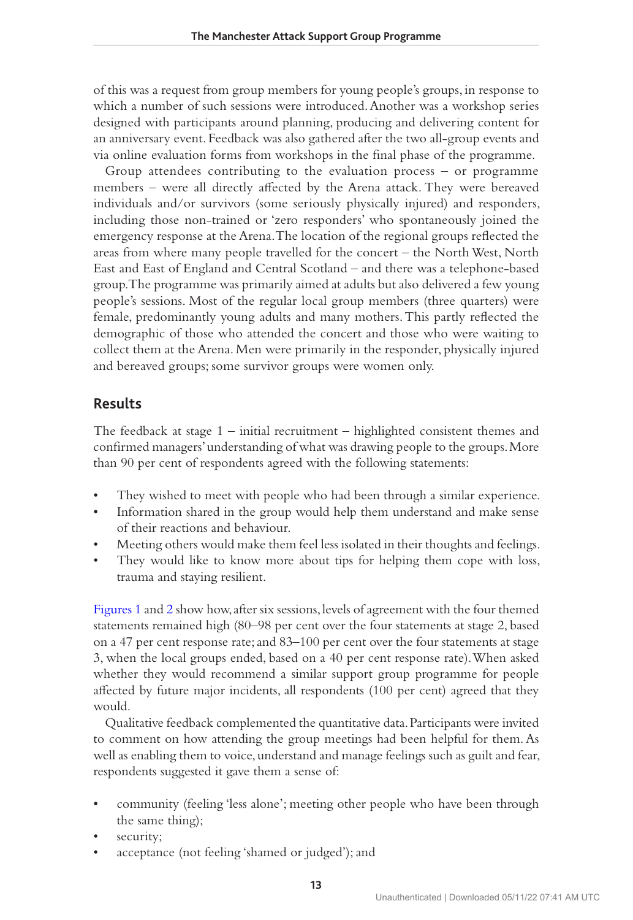of this was a request from group members for young people's groups, in response to which a number of such sessions were introduced. Another was a workshop series designed with participants around planning, producing and delivering content for an anniversary event. Feedback was also gathered after the two all-group events and via online evaluation forms from workshops in the final phase of the programme.

Group attendees contributing to the evaluation process – or programme members – were all directly affected by the Arena attack. They were bereaved individuals and/or survivors (some seriously physically injured) and responders, including those non-trained or 'zero responders' who spontaneously joined the emergency response at the Arena. The location of the regional groups reflected the areas from where many people travelled for the concert – the North West, North East and East of England and Central Scotland – and there was a telephone-based group. The programme was primarily aimed at adults but also delivered a few young people's sessions. Most of the regular local group members (three quarters) were female, predominantly young adults and many mothers. This partly reflected the demographic of those who attended the concert and those who were waiting to collect them at the Arena. Men were primarily in the responder, physically injured and bereaved groups; some survivor groups were women only.

## Results

The feedback at stage 1 – initial recruitment – highlighted consistent themes and confirmed managers' understanding of what was drawing people to the groups. More than 90 per cent of respondents agreed with the following statements:

- They wished to meet with people who had been through a similar experience.
- Information shared in the group would help them understand and make sense of their reactions and behaviour.
- Meeting others would make them feel less isolated in their thoughts and feelings.
- They would like to know more about tips for helping them cope with loss, trauma and staying resilient.

Figures 1 and 2 show how, after six sessions, levels of agreement with the four themed statements remained high (80–98 per cent over the four statements at stage 2, based on a 47 per cent response rate; and 83–100 per cent over the four statements at stage 3, when the local groups ended, based on a 40 per cent response rate). When asked whether they would recommend a similar support group programme for people affected by future major incidents, all respondents (100 per cent) agreed that they would.

Qualitative feedback complemented the quantitative data. Participants were invited to comment on how attending the group meetings had been helpful for them. As well as enabling them to voice, understand and manage feelings such as guilt and fear, respondents suggested it gave them a sense of:

- community (feeling 'less alone'; meeting other people who have been through the same thing);
- security;
- acceptance (not feeling 'shamed or judged'); and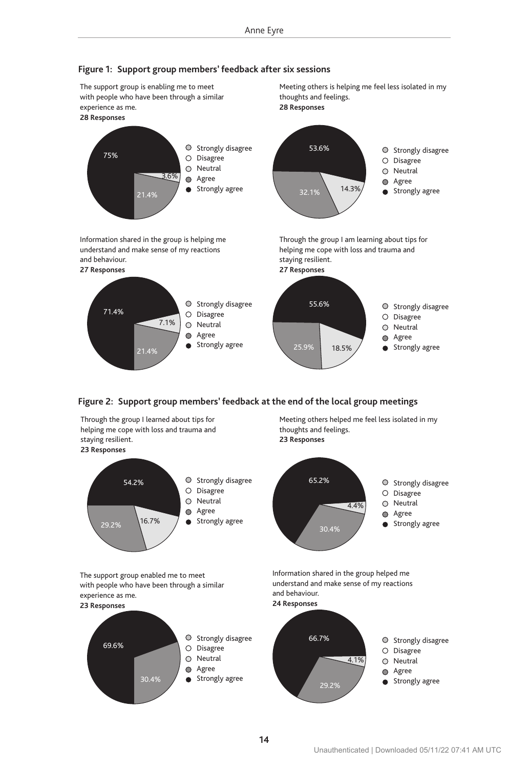**Figure 1: Support group members' feedback after six sessions**

The support group is enabling me to meet with people who have been through a similar experience as me.
**28 Responses**

75%
3.6%
21.4%

- Strongly disagree
- Disagree
- Neutral
- Agree
- Strongly agree

Meeting others is helping me feel less isolated in my thoughts and feelings.
**28 Responses**

53.6%
32.1%
14.3%

- Strongly disagree
- Disagree
- Neutral
- Agree
- Strongly agree

Information shared in the group is helping me understand and make sense of my reactions and behaviour.
**27 Responses**

71.4%
7.1%
21.4%

- Strongly disagree
- Disagree
- Neutral
- Agree
- Strongly agree

Through the group I am learning about tips for helping me cope with loss and trauma and staying resilient.
**27 Responses**

55.6%
25.9%
18.5%

- Strongly disagree
- Disagree
- Neutral
- Agree
- Strongly agree

**Figure 2: Support group members' feedback at the end of the local group meetings**

Through the group I learned about tips for helping me cope with loss and trauma and staying resilient.
**23 Responses**

54.2%
29.2%
16.7%

- Strongly disagree
- Disagree
- Neutral
- Agree
- Strongly agree

Meeting others helped me feel less isolated in my thoughts and feelings.
**23 Responses**

65.2%
4.4%
30.4%

- Strongly disagree
- Disagree
- Neutral
- Agree
- Strongly agree

The support group enabled me to meet with people who have been through a similar experience as me.
**23 Responses**

69.6%
30.4%

- Strongly disagree
- Disagree
- Neutral
- Agree
- Strongly agree

Information shared in the group helped me understand and make sense of my reactions and behaviour.
**24 Responses**

66.7%
4.1%
29.2%

- Strongly disagree
- Disagree
- Neutral
- Agree
- Strongly agree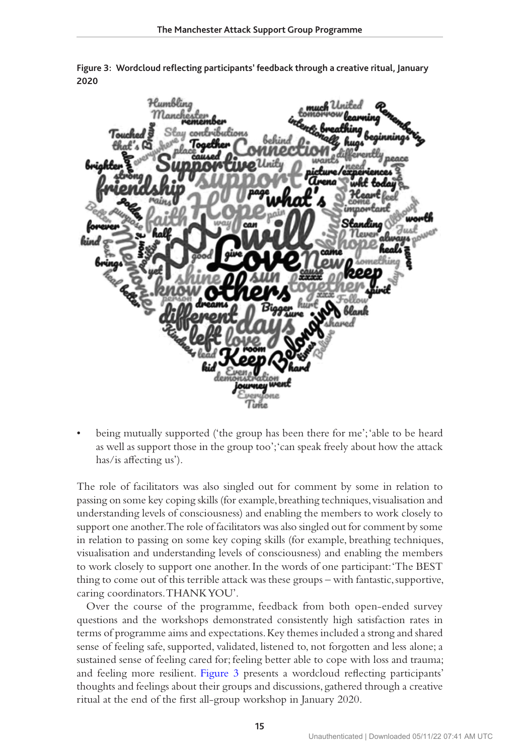**Figure 3: Wordcloud reflecting participants' feedback through a creative ritual, January 2020**

- being mutually supported ('the group has been there for me'; 'able to be heard as well as support those in the group too'; 'can speak freely about how the attack has/is affecting us').

The role of facilitators was also singled out for comment by some in relation to passing on some key coping skills (for example, breathing techniques, visualisation and understanding levels of consciousness) and enabling the members to work closely to support one another. The role of facilitators was also singled out for comment by some in relation to passing on some key coping skills (for example, breathing techniques, visualisation and understanding levels of consciousness) and enabling the members to work closely to support one another. In the words of one participant: 'The BEST thing to come out of this terrible attack was these groups – with fantastic, supportive, caring coordinators. THANK YOU'.

Over the course of the programme, feedback from both open-ended survey questions and the workshops demonstrated consistently high satisfaction rates in terms of programme aims and expectations. Key themes included a strong and shared sense of feeling safe, supported, validated, listened to, not forgotten and less alone; a sustained sense of feeling cared for; feeling better able to cope with loss and trauma; and feeling more resilient. Figure 3 presents a wordcloud reflecting participants' thoughts and feelings about their groups and discussions, gathered through a creative ritual at the end of the first all-group workshop in January 2020.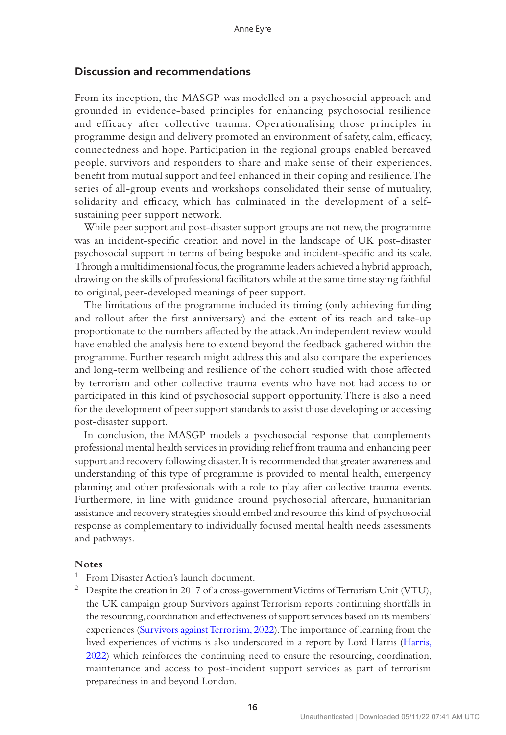## Discussion and recommendations

From its inception, the MASGP was modelled on a psychosocial approach and grounded in evidence-based principles for enhancing psychosocial resilience and efficacy after collective trauma. Operationalising those principles in programme design and delivery promoted an environment of safety, calm, efficacy, connectedness and hope. Participation in the regional groups enabled bereaved people, survivors and responders to share and make sense of their experiences, benefit from mutual support and feel enhanced in their coping and resilience. The series of all-group events and workshops consolidated their sense of mutuality, solidarity and efficacy, which has culminated in the development of a self-sustaining peer support network.

While peer support and post-disaster support groups are not new, the programme was an incident-specific creation and novel in the landscape of UK post-disaster psychosocial support in terms of being bespoke and incident-specific and its scale. Through a multidimensional focus, the programme leaders achieved a hybrid approach, drawing on the skills of professional facilitators while at the same time staying faithful to original, peer-developed meanings of peer support.

The limitations of the programme included its timing (only achieving funding and rollout after the first anniversary) and the extent of its reach and take-up proportionate to the numbers affected by the attack. An independent review would have enabled the analysis here to extend beyond the feedback gathered within the programme. Further research might address this and also compare the experiences and long-term wellbeing and resilience of the cohort studied with those affected by terrorism and other collective trauma events who have not had access to or participated in this kind of psychosocial support opportunity. There is also a need for the development of peer support standards to assist those developing or accessing post-disaster support.

In conclusion, the MASGP models a psychosocial response that complements professional mental health services in providing relief from trauma and enhancing peer support and recovery following disaster. It is recommended that greater awareness and understanding of this type of programme is provided to mental health, emergency planning and other professionals with a role to play after collective trauma events. Furthermore, in line with guidance around psychosocial aftercare, humanitarian assistance and recovery strategies should embed and resource this kind of psychosocial response as complementary to individually focused mental health needs assessments and pathways.

### Notes

1. From Disaster Action's launch document.
2. Despite the creation in 2017 of a cross-government Victims of Terrorism Unit (VTU), the UK campaign group Survivors against Terrorism reports continuing shortfalls in the resourcing, coordination and effectiveness of support services based on its members' experiences (Survivors against Terrorism, 2022). The importance of learning from the lived experiences of victims is also underscored in a report by Lord Harris (Harris, 2022) which reinforces the continuing need to ensure the resourcing, coordination, maintenance and access to post-incident support services as part of terrorism preparedness in and beyond London.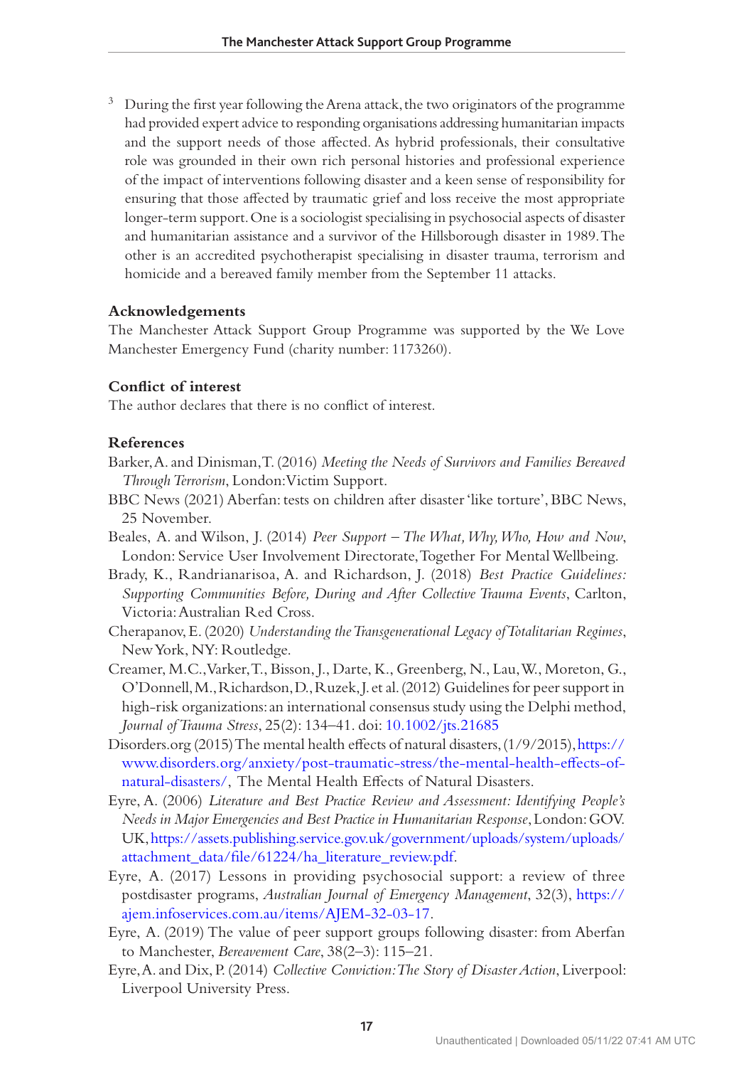[3] During the first year following the Arena attack, the two originators of the programme had provided expert advice to responding organisations addressing humanitarian impacts and the support needs of those affected. As hybrid professionals, their consultative role was grounded in their own rich personal histories and professional experience of the impact of interventions following disaster and a keen sense of responsibility for ensuring that those affected by traumatic grief and loss receive the most appropriate longer-term support. One is a sociologist specialising in psychosocial aspects of disaster and humanitarian assistance and a survivor of the Hillsborough disaster in 1989. The other is an accredited psychotherapist specialising in disaster trauma, terrorism and homicide and a bereaved family member from the September 11 attacks.

## Acknowledgements

The Manchester Attack Support Group Programme was supported by the We Love Manchester Emergency Fund (charity number: 1173260).

## Conflict of interest

The author declares that there is no conflict of interest.

## References

Barker, A. and Dinisman, T. (2016) *Meeting the Needs of Survivors and Families Bereaved Through Terrorism*, London: Victim Support.

BBC News (2021) Aberfan: tests on children after disaster 'like torture', BBC News, 25 November.

Beales, A. and Wilson, J. (2014) *Peer Support – The What, Why, Who, How and Now*, London: Service User Involvement Directorate, Together For Mental Wellbeing.

Brady, K., Randrianarisoa, A. and Richardson, J. (2018) *Best Practice Guidelines: Supporting Communities Before, During and After Collective Trauma Events*, Carlton, Victoria: Australian Red Cross.

Cherapanov, E. (2020) *Understanding the Transgenerational Legacy of Totalitarian Regimes*, New York, NY: Routledge.

Creamer, M.C., Varker, T., Bisson, J., Darte, K., Greenberg, N., Lau, W., Moreton, G., O'Donnell, M., Richardson, D., Ruzek, J. et al. (2012) Guidelines for peer support in high-risk organizations: an international consensus study using the Delphi method, *Journal of Trauma Stress*, 25(2): 134–41. doi: 10.1002/jts.21685

Disorders.org (2015) The mental health effects of natural disasters, (1/9/2015), https://www.disorders.org/anxiety/post-traumatic-stress/the-mental-health-effects-of-natural-disasters/, The Mental Health Effects of Natural Disasters.

Eyre, A. (2006) *Literature and Best Practice Review and Assessment: Identifying People's Needs in Major Emergencies and Best Practice in Humanitarian Response*, London: GOV.UK, https://assets.publishing.service.gov.uk/government/uploads/system/uploads/attachment_data/file/61224/ha_literature_review.pdf.

Eyre, A. (2017) Lessons in providing psychosocial support: a review of three postdisaster programs, *Australian Journal of Emergency Management*, 32(3), https://ajem.infoservices.com.au/items/AJEM-32-03-17.

Eyre, A. (2019) The value of peer support groups following disaster: from Aberfan to Manchester, *Bereavement Care*, 38(2–3): 115–21.

Eyre, A. and Dix, P. (2014) *Collective Conviction: The Story of Disaster Action*, Liverpool: Liverpool University Press.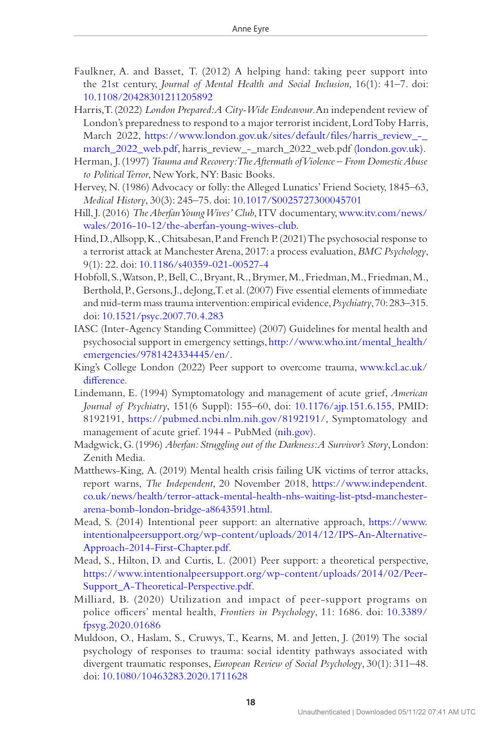Faulkner, A. and Basset, T. (2012) A helping hand: taking peer support into the 21st century, *Journal of Mental Health and Social Inclusion*, 16(1): 41–7. doi: 10.1108/20428301211205892

Harris, T. (2022) *London Prepared: A City-Wide Endeavour*. An independent review of London's preparedness to respond to a major terrorist incident, Lord Toby Harris, March 2022, https://www.london.gov.uk/sites/default/files/harris_review_-_march_2022_web.pdf, harris_review_-_march_2022_web.pdf (london.gov.uk).

Herman, J. (1997) *Trauma and Recovery: The Aftermath of Violence – From Domestic Abuse to Political Terror*, New York, NY: Basic Books.

Hervey, N. (1986) Advocacy or folly: the Alleged Lunatics' Friend Society, 1845–63, *Medical History*, 30(3): 245–75. doi: 10.1017/S0025727300045701

Hill, J. (2016) *The Aberfan Young Wives' Club*, ITV documentary, www.itv.com/news/wales/2016-10-12/the-aberfan-young-wives-club.

Hind, D., Allsopp, K., Chitsabesan, P. and French P. (2021) The psychosocial response to a terrorist attack at Manchester Arena, 2017: a process evaluation, *BMC Psychology*, 9(1): 22. doi: 10.1186/s40359-021-00527-4

Hobfoll, S., Watson, P., Bell, C., Bryant, R., Brymer, M., Friedman, M., Friedman, M., Berthold, P., Gersons, J., deJong, T. et al. (2007) Five essential elements of immediate and mid-term mass trauma intervention: empirical evidence, *Psychiatry*, 70: 283–315. doi: 10.1521/psyc.2007.70.4.283

IASC (Inter-Agency Standing Committee) (2007) Guidelines for mental health and psychosocial support in emergency settings, http://www.who.int/mental_health/emergencies/9781424334445/en/.

King's College London (2022) Peer support to overcome trauma, www.kcl.ac.uk/difference.

Lindemann, E. (1994) Symptomatology and management of acute grief, *American Journal of Psychiatry*, 151(6 Suppl): 155–60, doi: 10.1176/ajp.151.6.155, PMID: 8192191, https://pubmed.ncbi.nlm.nih.gov/8192191/, Symptomatology and management of acute grief. 1944 - PubMed (nih.gov).

Madgwick, G. (1996) *Aberfan: Struggling out of the Darkness: A Survivor's Story*, London: Zenith Media.

Matthews-King, A. (2019) Mental health crisis failing UK victims of terror attacks, report warns, *The Independent*, 20 November 2018, https://www.independent.co.uk/news/health/terror-attack-mental-health-nhs-waiting-list-ptsd-manchester-arena-bomb-london-bridge-a8643591.html.

Mead, S. (2014) Intentional peer support: an alternative approach, https://www.intentionalpeersupport.org/wp-content/uploads/2014/12/IPS-An-Alternative-Approach-2014-First-Chapter.pdf.

Mead, S., Hilton, D. and Curtis, L. (2001) Peer support: a theoretical perspective, https://www.intentionalpeersupport.org/wp-content/uploads/2014/02/Peer-Support_A-Theoretical-Perspective.pdf.

Milliard, B. (2020) Utilization and impact of peer-support programs on police officers' mental health, *Frontiers in Psychology*, 11: 1686. doi: 10.3389/fpsyg.2020.01686

Muldoon, O., Haslam, S., Cruwys, T., Kearns, M. and Jetten, J. (2019) The social psychology of responses to trauma: social identity pathways associated with divergent traumatic responses, *European Review of Social Psychology*, 30(1): 311–48. doi: 10.1080/10463283.2020.1711628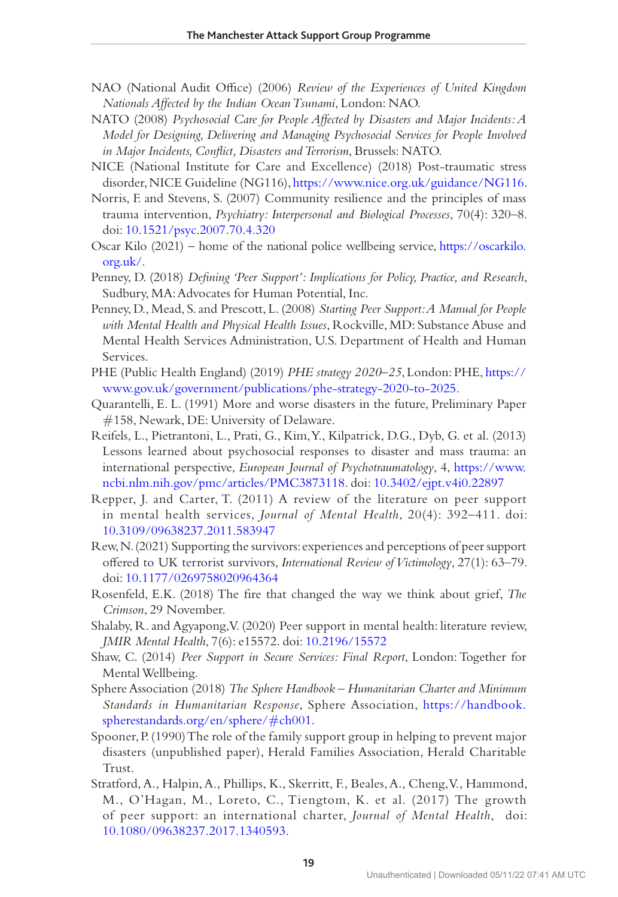NAO (National Audit Office) (2006) *Review of the Experiences of United Kingdom Nationals Affected by the Indian Ocean Tsunami*, London: NAO.

NATO (2008) *Psychosocial Care for People Affected by Disasters and Major Incidents: A Model for Designing, Delivering and Managing Psychosocial Services for People Involved in Major Incidents, Conflict, Disasters and Terrorism*, Brussels: NATO.

NICE (National Institute for Care and Excellence) (2018) Post-traumatic stress disorder, NICE Guideline (NG116), https://www.nice.org.uk/guidance/NG116.

Norris, F. and Stevens, S. (2007) Community resilience and the principles of mass trauma intervention, *Psychiatry: Interpersonal and Biological Processes*, 70(4): 320–8. doi: 10.1521/psyc.2007.70.4.320

Oscar Kilo (2021) – home of the national police wellbeing service, https://oscarkilo.org.uk/.

Penney, D. (2018) *Defining 'Peer Support': Implications for Policy, Practice, and Research*, Sudbury, MA: Advocates for Human Potential, Inc.

Penney, D., Mead, S. and Prescott, L. (2008) *Starting Peer Support: A Manual for People with Mental Health and Physical Health Issues*, Rockville, MD: Substance Abuse and Mental Health Services Administration, U.S. Department of Health and Human Services.

PHE (Public Health England) (2019) *PHE strategy 2020–25*, London: PHE, https://www.gov.uk/government/publications/phe-strategy-2020-to-2025.

Quarantelli, E. L. (1991) More and worse disasters in the future, Preliminary Paper #158, Newark, DE: University of Delaware.

Reifels, L., Pietrantoni, L., Prati, G., Kim, Y., Kilpatrick, D.G., Dyb, G. et al. (2013) Lessons learned about psychosocial responses to disaster and mass trauma: an international perspective, *European Journal of Psychotraumatology*, 4, https://www.ncbi.nlm.nih.gov/pmc/articles/PMC3873118. doi: 10.3402/ejpt.v4i0.22897

Repper, J. and Carter, T. (2011) A review of the literature on peer support in mental health services, *Journal of Mental Health*, 20(4): 392–411. doi: 10.3109/09638237.2011.583947

Rew, N. (2021) Supporting the survivors: experiences and perceptions of peer support offered to UK terrorist survivors, *International Review of Victimology*, 27(1): 63–79. doi: 10.1177/0269758020964364

Rosenfeld, E.K. (2018) The fire that changed the way we think about grief, *The Crimson*, 29 November.

Shalaby, R. and Agyapong, V. (2020) Peer support in mental health: literature review, *JMIR Mental Health*, 7(6): e15572. doi: 10.2196/15572

Shaw, C. (2014) *Peer Support in Secure Services: Final Report*, London: Together for Mental Wellbeing.

Sphere Association (2018) *The Sphere Handbook – Humanitarian Charter and Minimum Standards in Humanitarian Response*, Sphere Association, https://handbook.spherestandards.org/en/sphere/#ch001.

Spooner, P. (1990) The role of the family support group in helping to prevent major disasters (unpublished paper), Herald Families Association, Herald Charitable Trust.

Stratford, A., Halpin, A., Phillips, K., Skerritt, F., Beales, A., Cheng, V., Hammond, M., O'Hagan, M., Loreto, C., Tiengtom, K. et al. (2017) The growth of peer support: an international charter, *Journal of Mental Health*, doi: 10.1080/09638237.2017.1340593.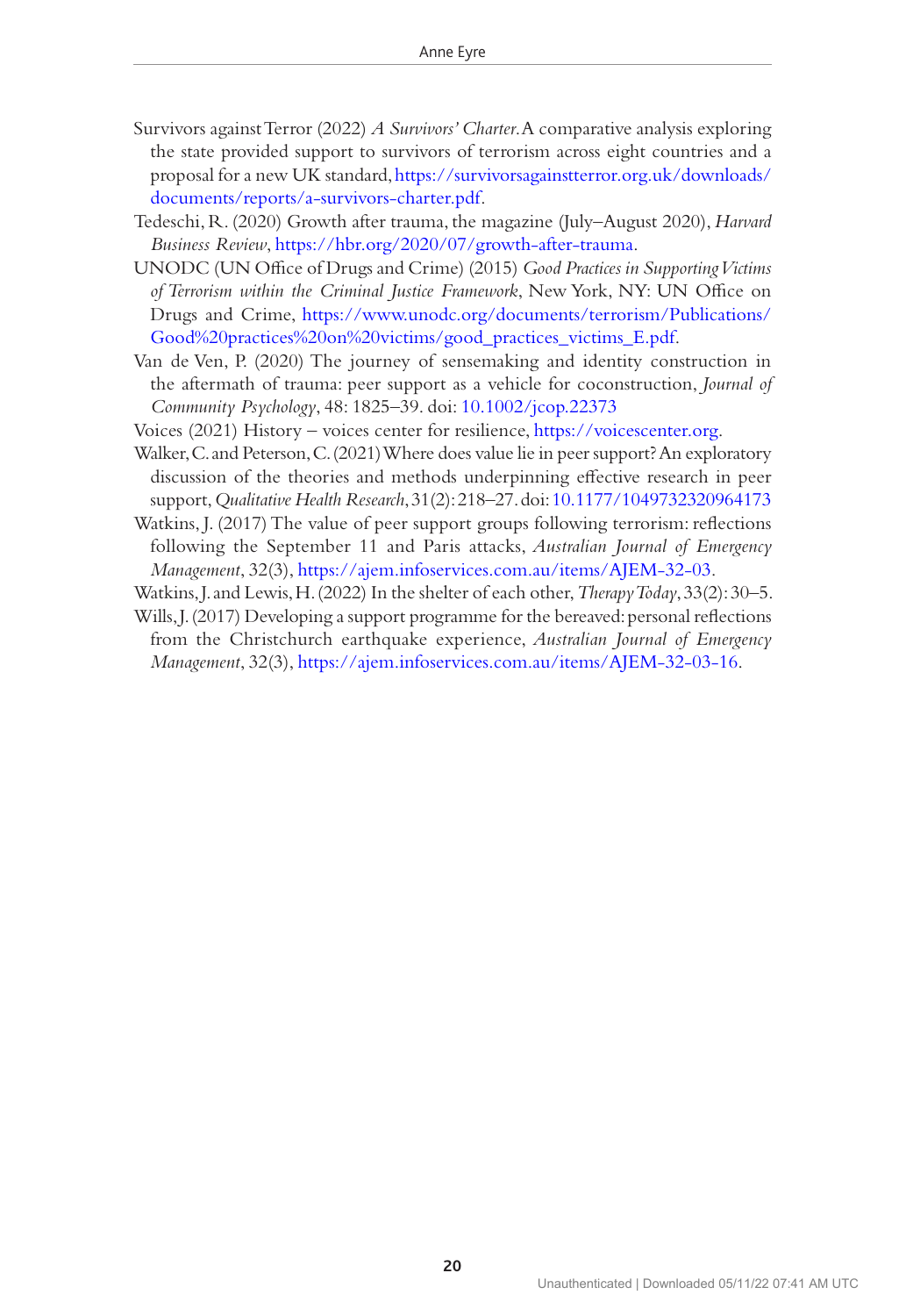Survivors against Terror (2022) *A Survivors' Charter*. A comparative analysis exploring the state provided support to survivors of terrorism across eight countries and a proposal for a new UK standard, https://survivorsagainstterror.org.uk/downloads/documents/reports/a-survivors-charter.pdf.

Tedeschi, R. (2020) Growth after trauma, the magazine (July–August 2020), *Harvard Business Review*, https://hbr.org/2020/07/growth-after-trauma.

UNODC (UN Office of Drugs and Crime) (2015) *Good Practices in Supporting Victims of Terrorism within the Criminal Justice Framework*, New York, NY: UN Office on Drugs and Crime, https://www.unodc.org/documents/terrorism/Publications/Good%20practices%20on%20victims/good_practices_victims_E.pdf.

Van de Ven, P. (2020) The journey of sensemaking and identity construction in the aftermath of trauma: peer support as a vehicle for coconstruction, *Journal of Community Psychology*, 48: 1825–39. doi: 10.1002/jcop.22373

Voices (2021) History – voices center for resilience, https://voicescenter.org.

Walker, C. and Peterson, C. (2021) Where does value lie in peer support? An exploratory discussion of the theories and methods underpinning effective research in peer support, *Qualitative Health Research*, 31(2): 218–27. doi: 10.1177/1049732320964173

Watkins, J. (2017) The value of peer support groups following terrorism: reflections following the September 11 and Paris attacks, *Australian Journal of Emergency Management*, 32(3), https://ajem.infoservices.com.au/items/AJEM-32-03.

Watkins, J. and Lewis, H. (2022) In the shelter of each other, *Therapy Today*, 33(2): 30–5.

Wills, J. (2017) Developing a support programme for the bereaved: personal reflections from the Christchurch earthquake experience, *Australian Journal of Emergency Management*, 32(3), https://ajem.infoservices.com.au/items/AJEM-32-03-16.